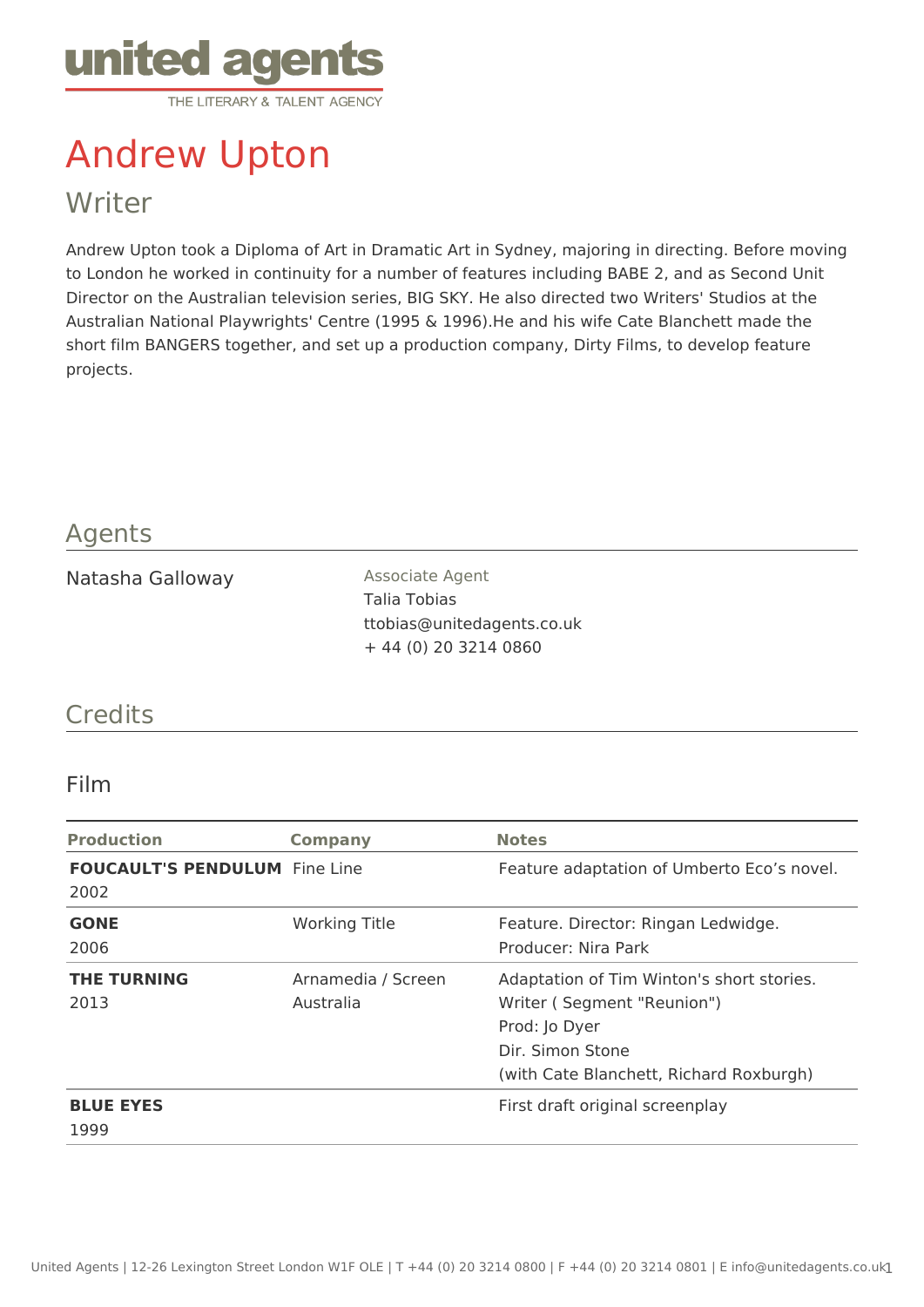united agents
THE LITERARY & TALENT AGENCY

# Andrew Upton

## Writer

Andrew Upton took a Diploma of Art in Dramatic Art in Sydney, majoring in directing. Before moving to London he worked in continuity for a number of features including BABE 2, and as Second Unit Director on the Australian television series, BIG SKY. He also directed two Writers' Studios at the Australian National Playwrights' Centre (1995 & 1996).He and his wife Cate Blanchett made the short film BANGERS together, and set up a production company, Dirty Films, to develop feature projects.

## Agents

Natasha Galloway

Associate Agent
Talia Tobias
ttobias@unitedagents.co.uk
+ 44 (0) 20 3214 0860

## Credits

### Film

| Production | Company | Notes |
| --- | --- | --- |
| **FOUCAULT'S PENDULUM** 2002 | Fine Line | Feature adaptation of Umberto Eco’s novel. |
| **GONE** 2006 | Working Title | Feature. Director: Ringan Ledwidge. Producer: Nira Park |
| **THE TURNING** 2013 | Arnamedia / Screen Australia | Adaptation of Tim Winton's short stories. Writer ( Segment "Reunion") Prod: Jo Dyer Dir. Simon Stone (with Cate Blanchett, Richard Roxburgh) |
| **BLUE EYES** 1999 | | First draft original screenplay |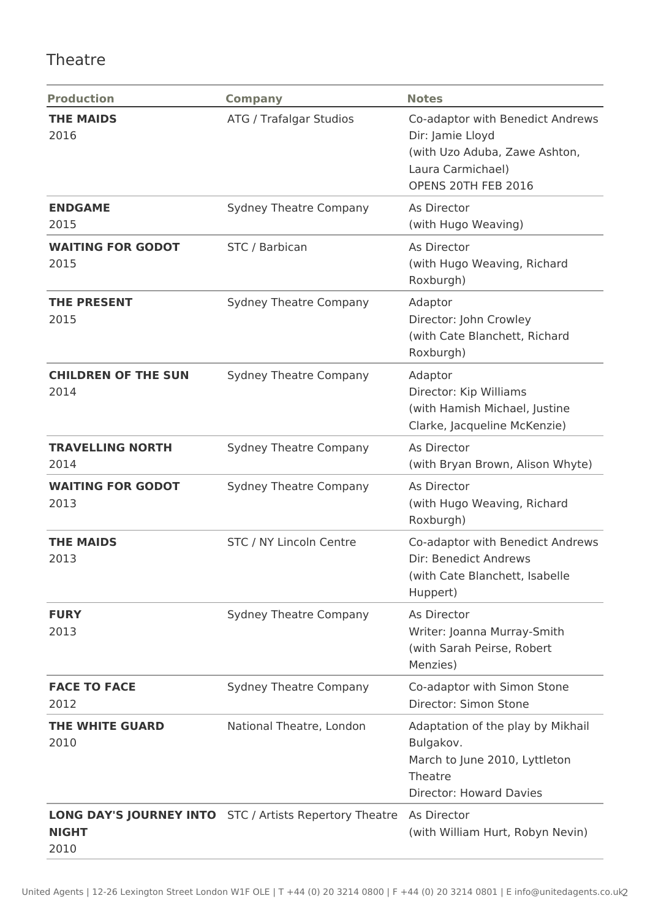## Theatre

| Production | Company | Notes |
|---|---|---|
| **THE MAIDS**<br>2016 | ATG / Trafalgar Studios | Co-adaptor with Benedict Andrews<br>Dir: Jamie Lloyd<br>(with Uzo Aduba, Zawe Ashton, Laura Carmichael)<br>OPENS 20TH FEB 2016 |
| **ENDGAME**<br>2015 | Sydney Theatre Company | As Director<br>(with Hugo Weaving) |
| **WAITING FOR GODOT**<br>2015 | STC / Barbican | As Director<br>(with Hugo Weaving, Richard Roxburgh) |
| **THE PRESENT**<br>2015 | Sydney Theatre Company | Adaptor<br>Director: John Crowley<br>(with Cate Blanchett, Richard Roxburgh) |
| **CHILDREN OF THE SUN**<br>2014 | Sydney Theatre Company | Adaptor<br>Director: Kip Williams<br>(with Hamish Michael, Justine Clarke, Jacqueline McKenzie) |
| **TRAVELLING NORTH**<br>2014 | Sydney Theatre Company | As Director<br>(with Bryan Brown, Alison Whyte) |
| **WAITING FOR GODOT**<br>2013 | Sydney Theatre Company | As Director<br>(with Hugo Weaving, Richard Roxburgh) |
| **THE MAIDS**<br>2013 | STC / NY Lincoln Centre | Co-adaptor with Benedict Andrews<br>Dir: Benedict Andrews<br>(with Cate Blanchett, Isabelle Huppert) |
| **FURY**<br>2013 | Sydney Theatre Company | As Director<br>Writer: Joanna Murray-Smith<br>(with Sarah Peirse, Robert Menzies) |
| **FACE TO FACE**<br>2012 | Sydney Theatre Company | Co-adaptor with Simon Stone<br>Director: Simon Stone |
| **THE WHITE GUARD**<br>2010 | National Theatre, London | Adaptation of the play by Mikhail Bulgakov.<br>March to June 2010, Lyttleton Theatre<br>Director: Howard Davies |
| **LONG DAY'S JOURNEY INTO NIGHT**<br>2010 | STC / Artists Repertory Theatre | As Director<br>(with William Hurt, Robyn Nevin) |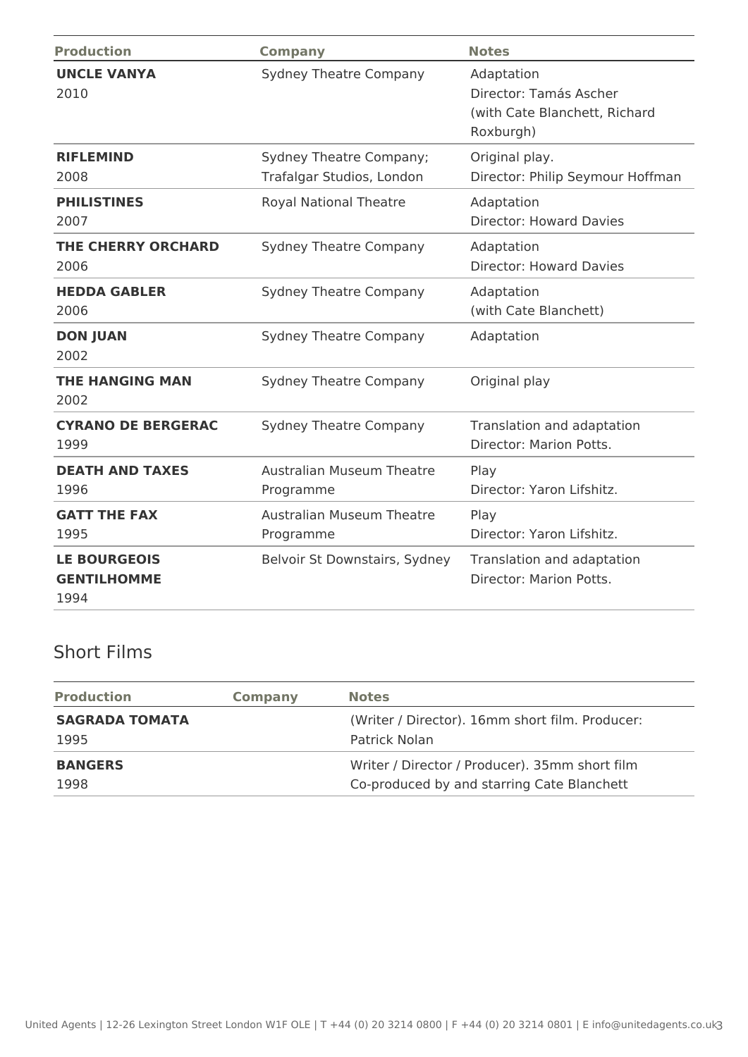| Production | Company | Notes |
|---|---|---|
| **UNCLE VANYA** 2010 | Sydney Theatre Company | Adaptation Director: Tamás Ascher (with Cate Blanchett, Richard Roxburgh) |
| **RIFLEMIND** 2008 | Sydney Theatre Company; Trafalgar Studios, London | Original play. Director: Philip Seymour Hoffman |
| **PHILISTINES** 2007 | Royal National Theatre | Adaptation Director: Howard Davies |
| **THE CHERRY ORCHARD** 2006 | Sydney Theatre Company | Adaptation Director: Howard Davies |
| **HEDDA GABLER** 2006 | Sydney Theatre Company | Adaptation (with Cate Blanchett) |
| **DON JUAN** 2002 | Sydney Theatre Company | Adaptation |
| **THE HANGING MAN** 2002 | Sydney Theatre Company | Original play |
| **CYRANO DE BERGERAC** 1999 | Sydney Theatre Company | Translation and adaptation Director: Marion Potts. |
| **DEATH AND TAXES** 1996 | Australian Museum Theatre Programme | Play Director: Yaron Lifshitz. |
| **GATT THE FAX** 1995 | Australian Museum Theatre Programme | Play Director: Yaron Lifshitz. |
| **LE BOURGEOIS GENTILHOMME** 1994 | Belvoir St Downstairs, Sydney | Translation and adaptation Director: Marion Potts. |

## Short Films

| Production | Company | Notes |
|---|---|---|
| **SAGRADA TOMATA** 1995 | | (Writer / Director). 16mm short film. Producer: Patrick Nolan |
| **BANGERS** 1998 | | Writer / Director / Producer). 35mm short film Co-produced by and starring Cate Blanchett |

United Agents | 12-26 Lexington Street London W1F OLE | T +44 (0) 20 3214 0800 | F +44 (0) 20 3214 0801 | E info@unitedagents.co.uk